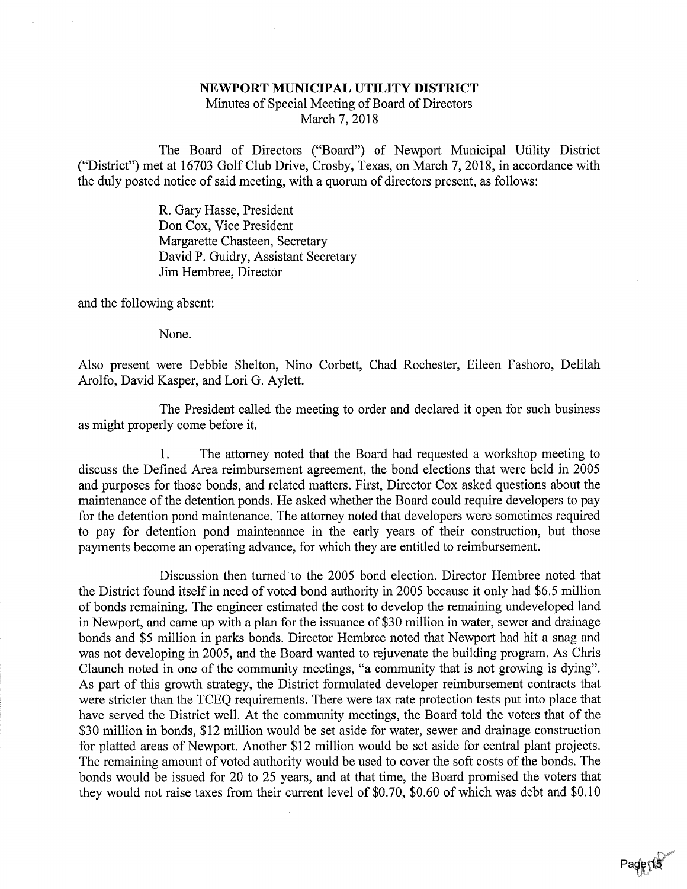**NEWPORT MUNICIPAL UTILITY DISTRICT**
Minutes of Special Meeting of Board of Directors
March 7, 2018

The Board of Directors ("Board") of Newport Municipal Utility District ("District") met at 16703 Golf Club Drive, Crosby, Texas, on March 7, 2018, in accordance with the duly posted notice of said meeting, with a quorum of directors present, as follows:

R. Gary Hasse, President
Don Cox, Vice President
Margarette Chasteen, Secretary
David P. Guidry, Assistant Secretary
Jim Hembree, Director

and the following absent:

None.

Also present were Debbie Shelton, Nino Corbett, Chad Rochester, Eileen Fashoro, Delilah Arolfo, David Kasper, and Lori G. Aylett.

The President called the meeting to order and declared it open for such business as might properly come before it.

1. The attorney noted that the Board had requested a workshop meeting to discuss the Defined Area reimbursement agreement, the bond elections that were held in 2005 and purposes for those bonds, and related matters. First, Director Cox asked questions about the maintenance of the detention ponds. He asked whether the Board could require developers to pay for the detention pond maintenance. The attorney noted that developers were sometimes required to pay for detention pond maintenance in the early years of their construction, but those payments become an operating advance, for which they are entitled to reimbursement.

Discussion then turned to the 2005 bond election. Director Hembree noted that the District found itself in need of voted bond authority in 2005 because it only had $6.5 million of bonds remaining. The engineer estimated the cost to develop the remaining undeveloped land in Newport, and came up with a plan for the issuance of $30 million in water, sewer and drainage bonds and $5 million in parks bonds. Director Hembree noted that Newport had hit a snag and was not developing in 2005, and the Board wanted to rejuvenate the building program. As Chris Claunch noted in one of the community meetings, "a community that is not growing is dying". As part of this growth strategy, the District formulated developer reimbursement contracts that were stricter than the TCEQ requirements. There were tax rate protection tests put into place that have served the District well. At the community meetings, the Board told the voters that of the $30 million in bonds, $12 million would be set aside for water, sewer and drainage construction for platted areas of Newport. Another $12 million would be set aside for central plant projects. The remaining amount of voted authority would be used to cover the soft costs of the bonds. The bonds would be issued for 20 to 25 years, and at that time, the Board promised the voters that they would not raise taxes from their current level of $0.70, $0.60 of which was debt and $0.10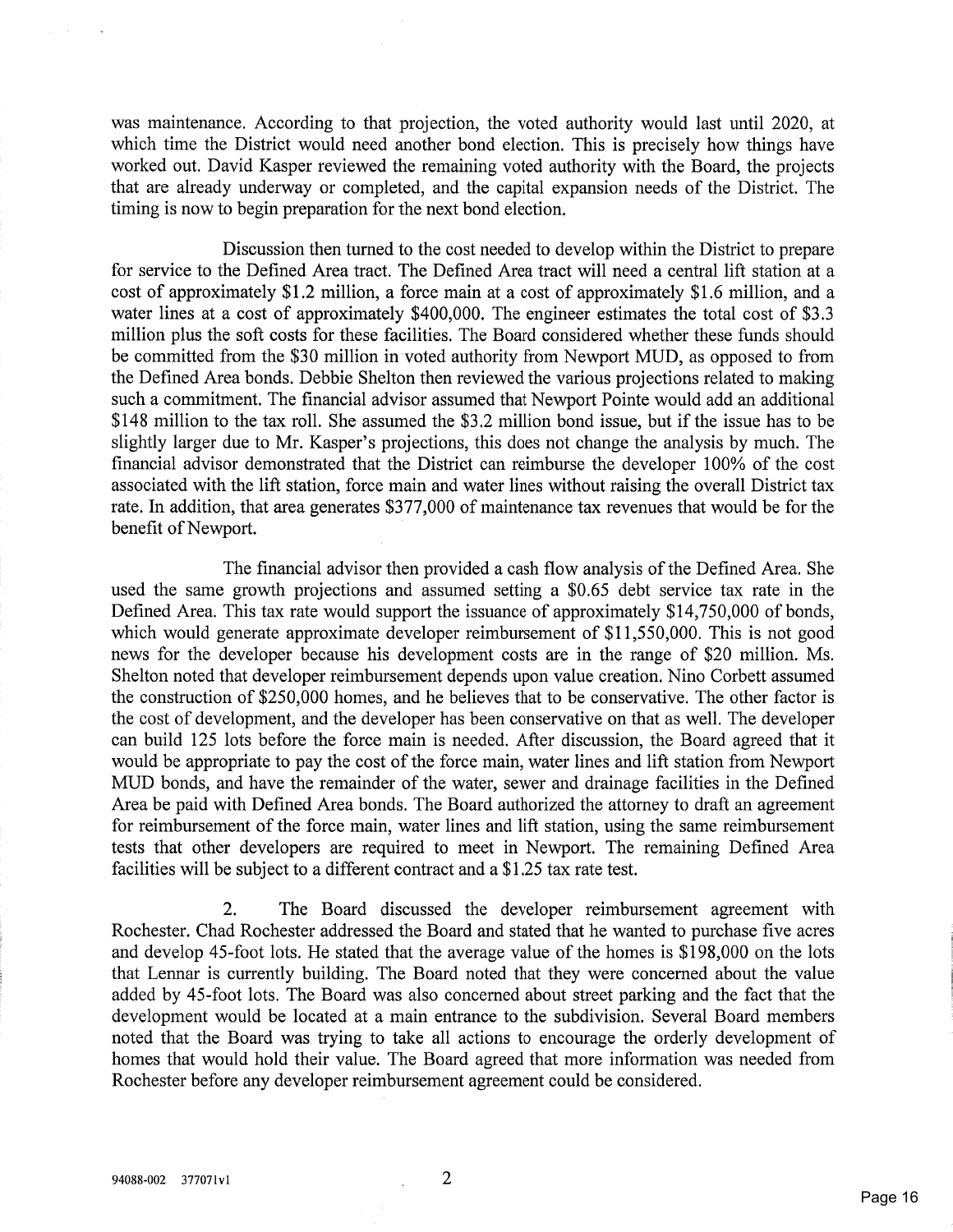was maintenance. According to that projection, the voted authority would last until 2020, at which time the District would need another bond election. This is precisely how things have worked out. David Kasper reviewed the remaining voted authority with the Board, the projects that are already underway or completed, and the capital expansion needs of the District. The timing is now to begin preparation for the next bond election.

Discussion then turned to the cost needed to develop within the District to prepare for service to the Defined Area tract. The Defined Area tract will need a central lift station at a cost of approximately $1.2 million, a force main at a cost of approximately $1.6 million, and a water lines at a cost of approximately $400,000. The engineer estimates the total cost of $3.3 million plus the soft costs for these facilities. The Board considered whether these funds should be committed from the $30 million in voted authority from Newport MUD, as opposed to from the Defined Area bonds. Debbie Shelton then reviewed the various projections related to making such a commitment. The financial advisor assumed that Newport Pointe would add an additional $148 million to the tax roll. She assumed the $3.2 million bond issue, but if the issue has to be slightly larger due to Mr. Kasper's projections, this does not change the analysis by much. The financial advisor demonstrated that the District can reimburse the developer 100% of the cost associated with the lift station, force main and water lines without raising the overall District tax rate. In addition, that area generates $377,000 of maintenance tax revenues that would be for the benefit of Newport.

The financial advisor then provided a cash flow analysis of the Defined Area. She used the same growth projections and assumed setting a $0.65 debt service tax rate in the Defined Area. This tax rate would support the issuance of approximately $14,750,000 of bonds, which would generate approximate developer reimbursement of $11,550,000. This is not good news for the developer because his development costs are in the range of $20 million. Ms. Shelton noted that developer reimbursement depends upon value creation. Nino Corbett assumed the construction of $250,000 homes, and he believes that to be conservative. The other factor is the cost of development, and the developer has been conservative on that as well. The developer can build 125 lots before the force main is needed. After discussion, the Board agreed that it would be appropriate to pay the cost of the force main, water lines and lift station from Newport MUD bonds, and have the remainder of the water, sewer and drainage facilities in the Defined Area be paid with Defined Area bonds. The Board authorized the attorney to draft an agreement for reimbursement of the force main, water lines and lift station, using the same reimbursement tests that other developers are required to meet in Newport. The remaining Defined Area facilities will be subject to a different contract and a $1.25 tax rate test.

2. The Board discussed the developer reimbursement agreement with Rochester. Chad Rochester addressed the Board and stated that he wanted to purchase five acres and develop 45-foot lots. He stated that the average value of the homes is $198,000 on the lots that Lennar is currently building. The Board noted that they were concerned about the value added by 45-foot lots. The Board was also concerned about street parking and the fact that the development would be located at a main entrance to the subdivision. Several Board members noted that the Board was trying to take all actions to encourage the orderly development of homes that would hold their value. The Board agreed that more information was needed from Rochester before any developer reimbursement agreement could be considered.

94088-002 377071v1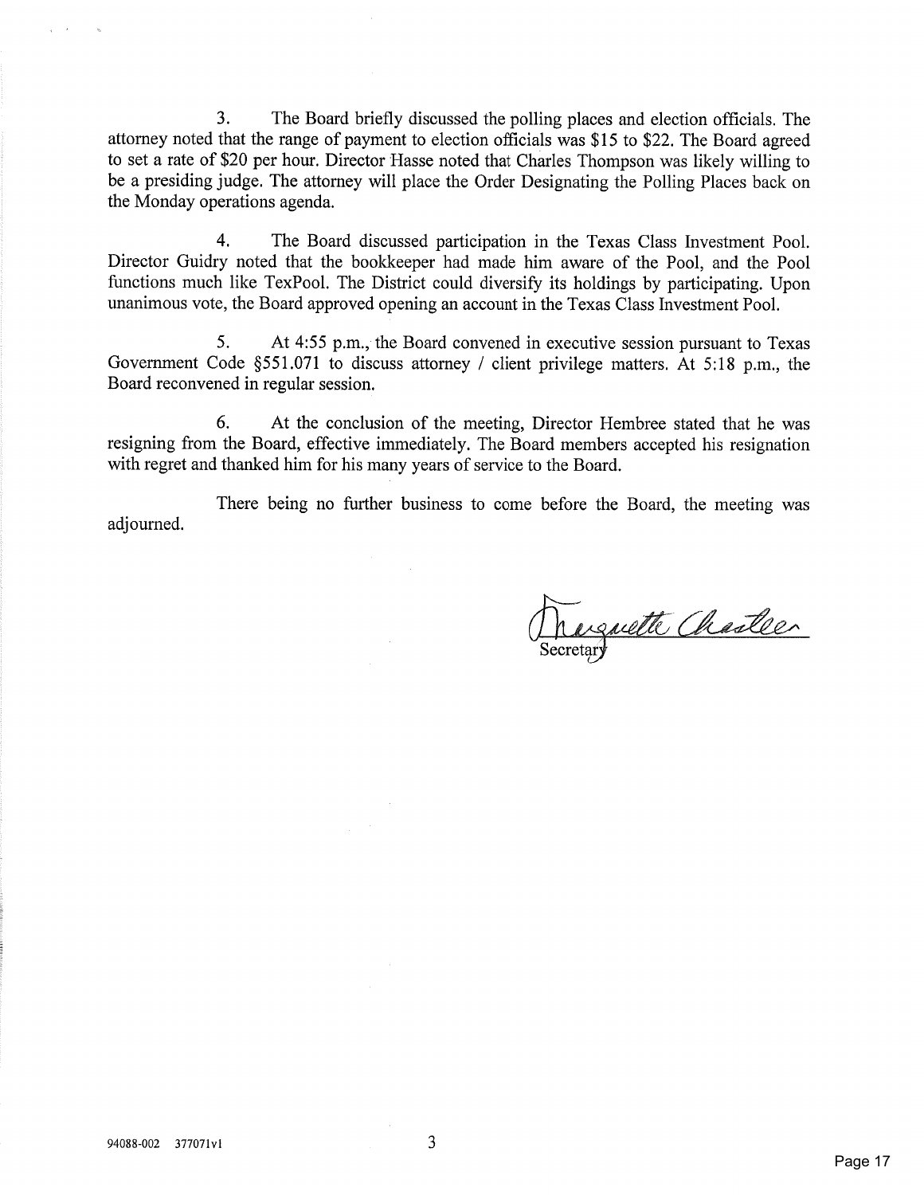3. The Board briefly discussed the polling places and election officials. The attorney noted that the range of payment to election officials was $15 to $22. The Board agreed to set a rate of $20 per hour. Director Hasse noted that Charles Thompson was likely willing to be a presiding judge. The attorney will place the Order Designating the Polling Places back on the Monday operations agenda.

4. The Board discussed participation in the Texas Class Investment Pool. Director Guidry noted that the bookkeeper had made him aware of the Pool, and the Pool functions much like TexPool. The District could diversify its holdings by participating. Upon unanimous vote, the Board approved opening an account in the Texas Class Investment Pool.

5. At 4:55 p.m., the Board convened in executive session pursuant to Texas Government Code §551.071 to discuss attorney / client privilege matters. At 5:18 p.m., the Board reconvened in regular session.

6. At the conclusion of the meeting, Director Hembree stated that he was resigning from the Board, effective immediately. The Board members accepted his resignation with regret and thanked him for his many years of service to the Board.

There being no further business to come before the Board, the meeting was adjourned.

Marguette Chastler

Secretary

94088-002 377071v1